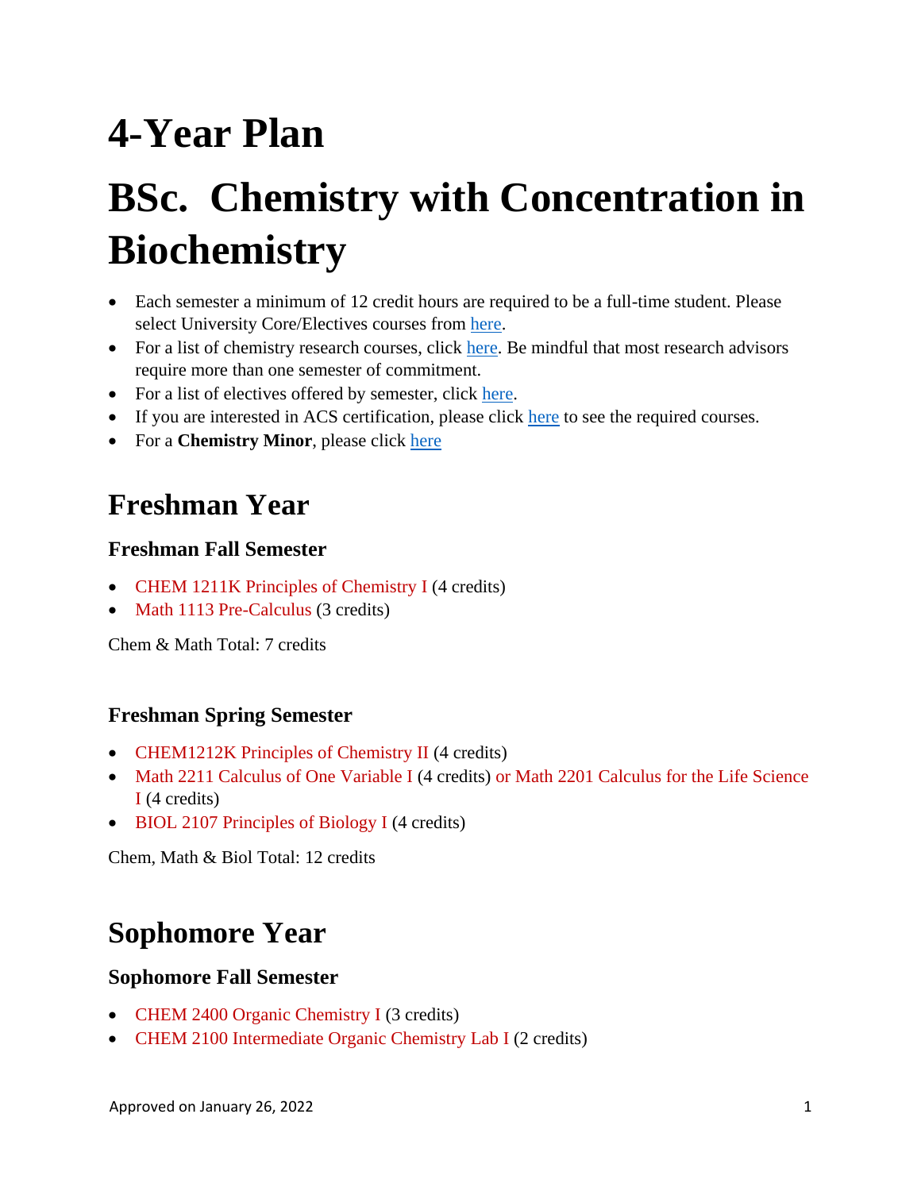# 4-Year Plan

# BSc. Chemistry with Concentration in Biochemistry

- Each semester a minimum of 12 credit hours are required to be a full-time student. Please select University Core/Electives courses from here.
- For a list of chemistry research courses, click here. Be mindful that most research advisors require more than one semester of commitment.
- For a list of electives offered by semester, click here.
- If you are interested in ACS certification, please click here to see the required courses.
- For a **Chemistry Minor**, please click here

## Freshman Year

### Freshman Fall Semester

- CHEM 1211K Principles of Chemistry I (4 credits)
- Math 1113 Pre-Calculus (3 credits)

Chem & Math Total: 7 credits

### Freshman Spring Semester

- CHEM1212K Principles of Chemistry II (4 credits)
- Math 2211 Calculus of One Variable I (4 credits) or Math 2201 Calculus for the Life Science I (4 credits)
- BIOL 2107 Principles of Biology I (4 credits)

Chem, Math & Biol Total: 12 credits

## Sophomore Year

### Sophomore Fall Semester

- CHEM 2400 Organic Chemistry I (3 credits)
- CHEM 2100 Intermediate Organic Chemistry Lab I (2 credits)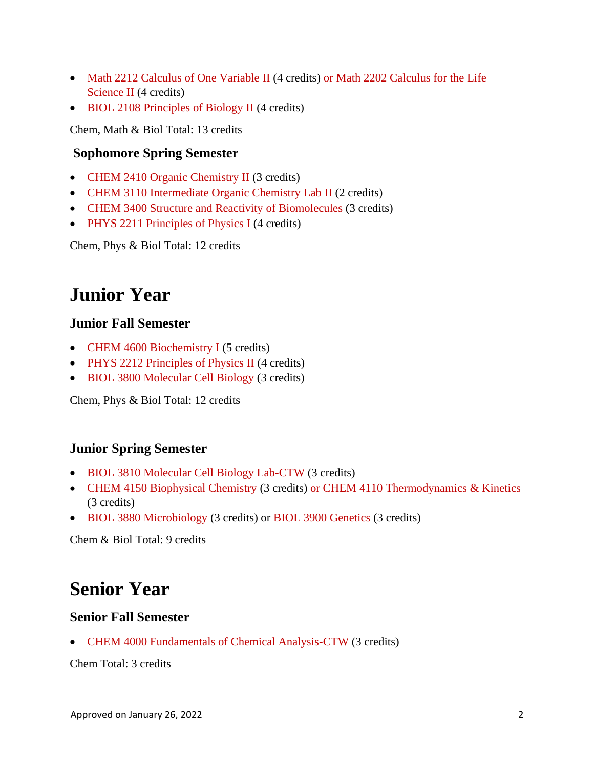- Math 2212 Calculus of One Variable II (4 credits) or Math 2202 Calculus for the Life Science II (4 credits)
- BIOL 2108 Principles of Biology II (4 credits)

Chem, Math & Biol Total: 13 credits

### Sophomore Spring Semester

- CHEM 2410 Organic Chemistry II (3 credits)
- CHEM 3110 Intermediate Organic Chemistry Lab II (2 credits)
- CHEM 3400 Structure and Reactivity of Biomolecules (3 credits)
- PHYS 2211 Principles of Physics I (4 credits)

Chem, Phys & Biol Total: 12 credits

## Junior Year

### Junior Fall Semester

- CHEM 4600 Biochemistry I (5 credits)
- PHYS 2212 Principles of Physics II (4 credits)
- BIOL 3800 Molecular Cell Biology (3 credits)

Chem, Phys & Biol Total: 12 credits

### Junior Spring Semester

- BIOL 3810 Molecular Cell Biology Lab-CTW (3 credits)
- CHEM 4150 Biophysical Chemistry (3 credits) or CHEM 4110 Thermodynamics & Kinetics (3 credits)
- BIOL 3880 Microbiology (3 credits) or BIOL 3900 Genetics (3 credits)

Chem & Biol Total: 9 credits

## Senior Year

### Senior Fall Semester

- CHEM 4000 Fundamentals of Chemical Analysis-CTW (3 credits)

Chem Total: 3 credits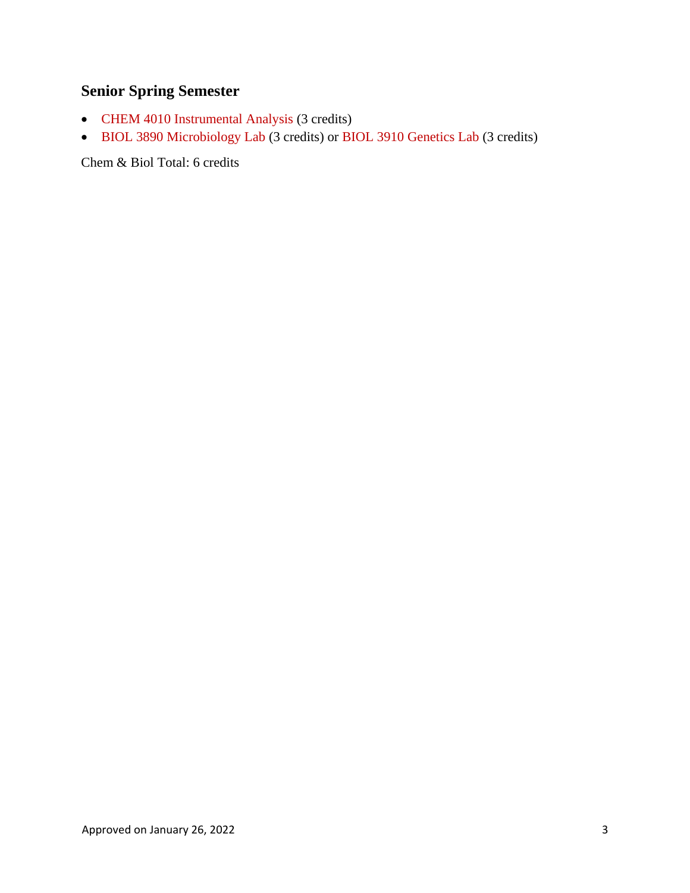## Senior Spring Semester

- CHEM 4010 Instrumental Analysis (3 credits)
- BIOL 3890 Microbiology Lab (3 credits) or BIOL 3910 Genetics Lab (3 credits)

Chem & Biol Total: 6 credits

Approved on January 26, 2022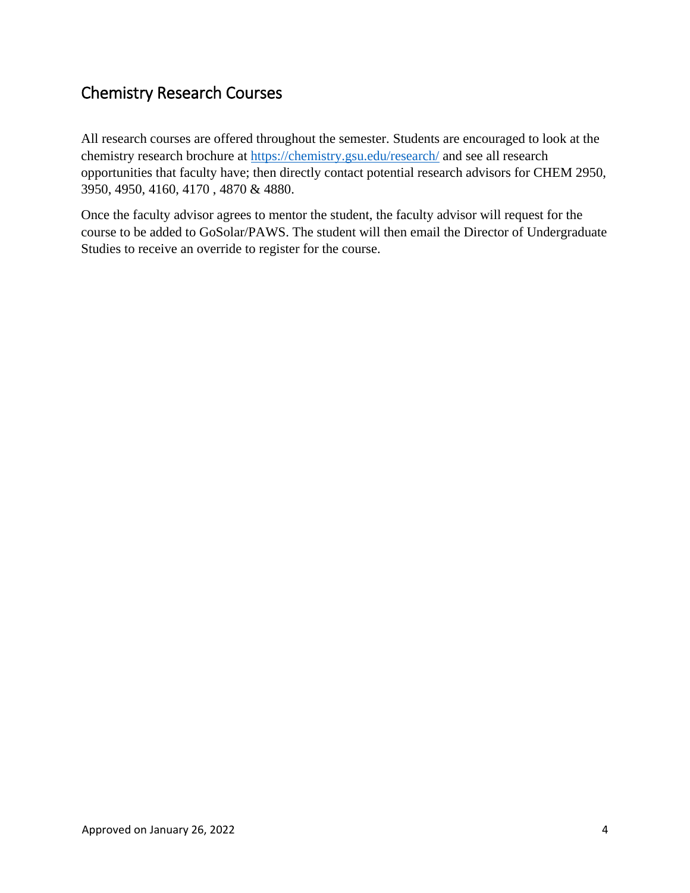## Chemistry Research Courses

All research courses are offered throughout the semester. Students are encouraged to look at the chemistry research brochure at https://chemistry.gsu.edu/research/ and see all research opportunities that faculty have; then directly contact potential research advisors for CHEM 2950, 3950, 4950, 4160, 4170 , 4870 & 4880.

Once the faculty advisor agrees to mentor the student, the faculty advisor will request for the course to be added to GoSolar/PAWS. The student will then email the Director of Undergraduate Studies to receive an override to register for the course.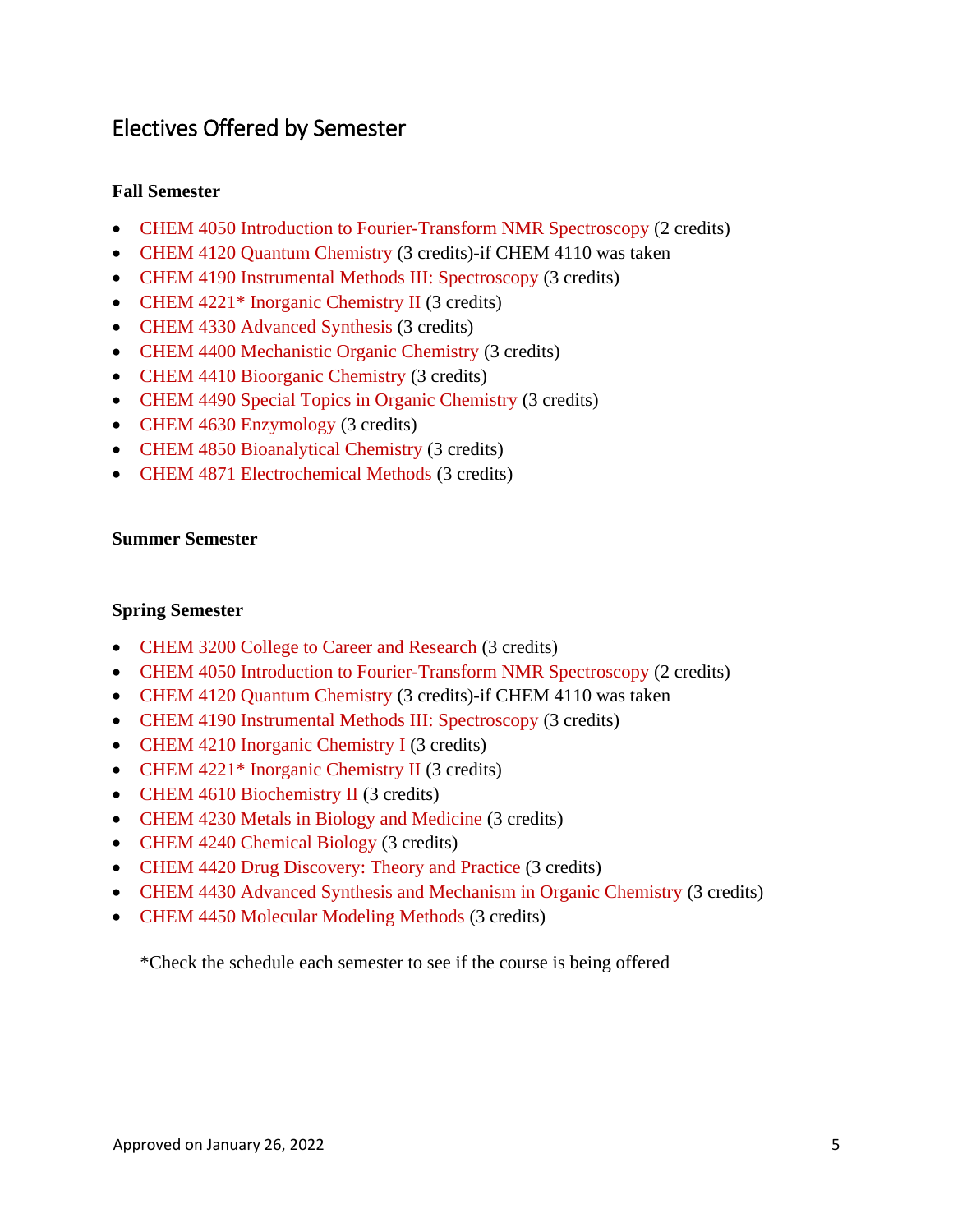## Electives Offered by Semester

**Fall Semester**

- CHEM 4050 Introduction to Fourier-Transform NMR Spectroscopy (2 credits)
- CHEM 4120 Quantum Chemistry (3 credits)-if CHEM 4110 was taken
- CHEM 4190 Instrumental Methods III: Spectroscopy (3 credits)
- CHEM 4221* Inorganic Chemistry II (3 credits)
- CHEM 4330 Advanced Synthesis (3 credits)
- CHEM 4400 Mechanistic Organic Chemistry (3 credits)
- CHEM 4410 Bioorganic Chemistry (3 credits)
- CHEM 4490 Special Topics in Organic Chemistry (3 credits)
- CHEM 4630 Enzymology (3 credits)
- CHEM 4850 Bioanalytical Chemistry (3 credits)
- CHEM 4871 Electrochemical Methods (3 credits)

**Summer Semester**

**Spring Semester**

- CHEM 3200 College to Career and Research (3 credits)
- CHEM 4050 Introduction to Fourier-Transform NMR Spectroscopy (2 credits)
- CHEM 4120 Quantum Chemistry (3 credits)-if CHEM 4110 was taken
- CHEM 4190 Instrumental Methods III: Spectroscopy (3 credits)
- CHEM 4210 Inorganic Chemistry I (3 credits)
- CHEM 4221* Inorganic Chemistry II (3 credits)
- CHEM 4610 Biochemistry II (3 credits)
- CHEM 4230 Metals in Biology and Medicine (3 credits)
- CHEM 4240 Chemical Biology (3 credits)
- CHEM 4420 Drug Discovery: Theory and Practice (3 credits)
- CHEM 4430 Advanced Synthesis and Mechanism in Organic Chemistry (3 credits)
- CHEM 4450 Molecular Modeling Methods (3 credits)

*Check the schedule each semester to see if the course is being offered

Approved on January 26, 2022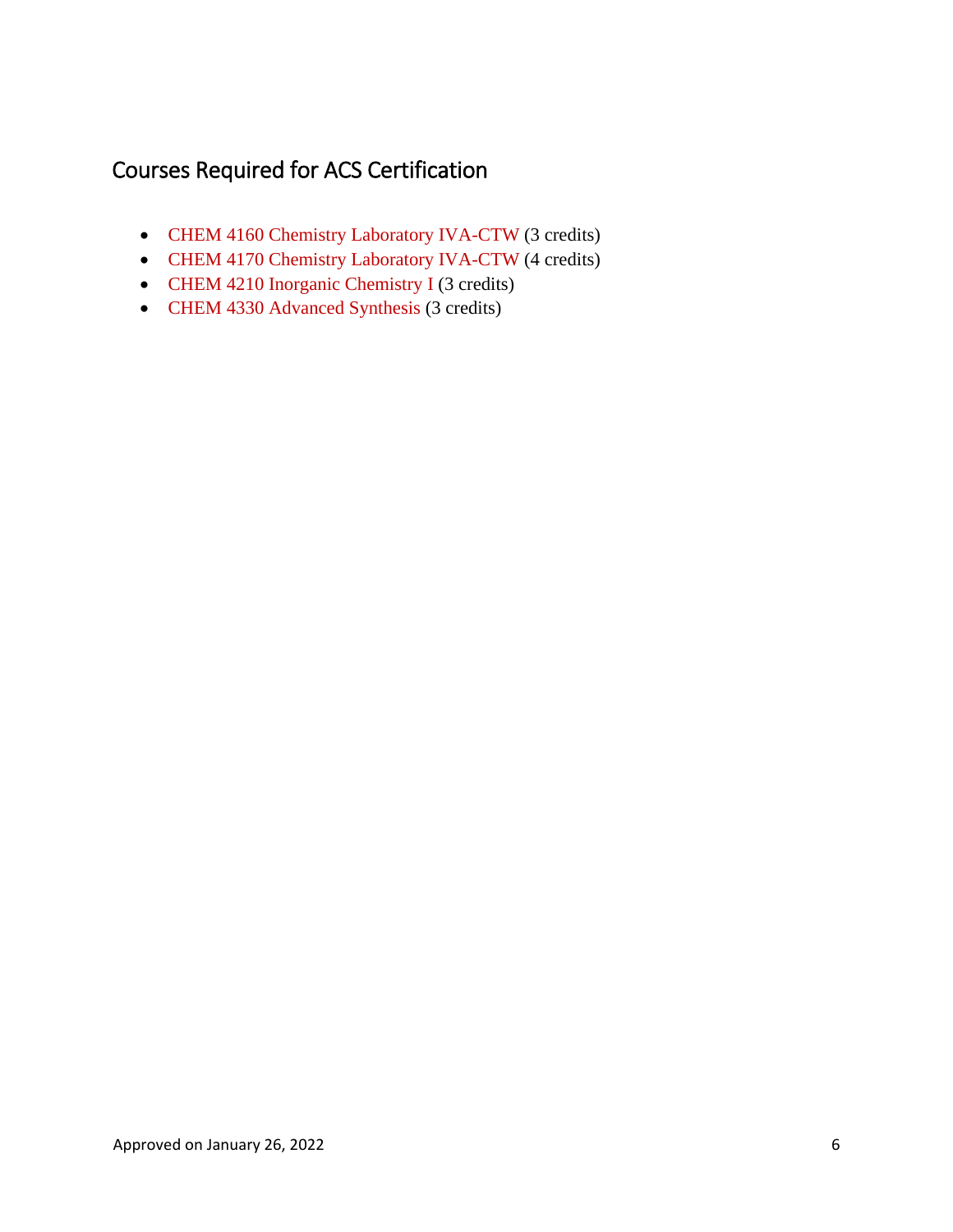## Courses Required for ACS Certification

- CHEM 4160 Chemistry Laboratory IVA-CTW (3 credits)
- CHEM 4170 Chemistry Laboratory IVA-CTW (4 credits)
- CHEM 4210 Inorganic Chemistry I (3 credits)
- CHEM 4330 Advanced Synthesis (3 credits)

Approved on January 26, 2022